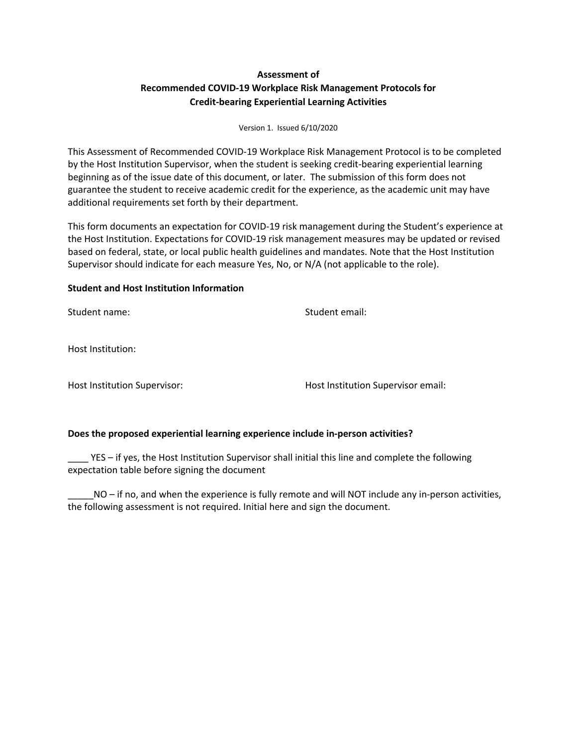**Assessment of**
**Recommended COVID-19 Workplace Risk Management Protocols for**
**Credit-bearing Experiential Learning Activities**

Version 1. Issued 6/10/2020

This Assessment of Recommended COVID-19 Workplace Risk Management Protocol is to be completed by the Host Institution Supervisor, when the student is seeking credit-bearing experiential learning beginning as of the issue date of this document, or later. The submission of this form does not guarantee the student to receive academic credit for the experience, as the academic unit may have additional requirements set forth by their department.

This form documents an expectation for COVID-19 risk management during the Student's experience at the Host Institution. Expectations for COVID-19 risk management measures may be updated or revised based on federal, state, or local public health guidelines and mandates. Note that the Host Institution Supervisor should indicate for each measure Yes, No, or N/A (not applicable to the role).

**Student and Host Institution Information**

Student name: Student email:

Host Institution:

Host Institution Supervisor: Host Institution Supervisor email:

**Does the proposed experiential learning experience include in-person activities?**

____ YES – if yes, the Host Institution Supervisor shall initial this line and complete the following expectation table before signing the document

_____NO – if no, and when the experience is fully remote and will NOT include any in-person activities, the following assessment is not required. Initial here and sign the document.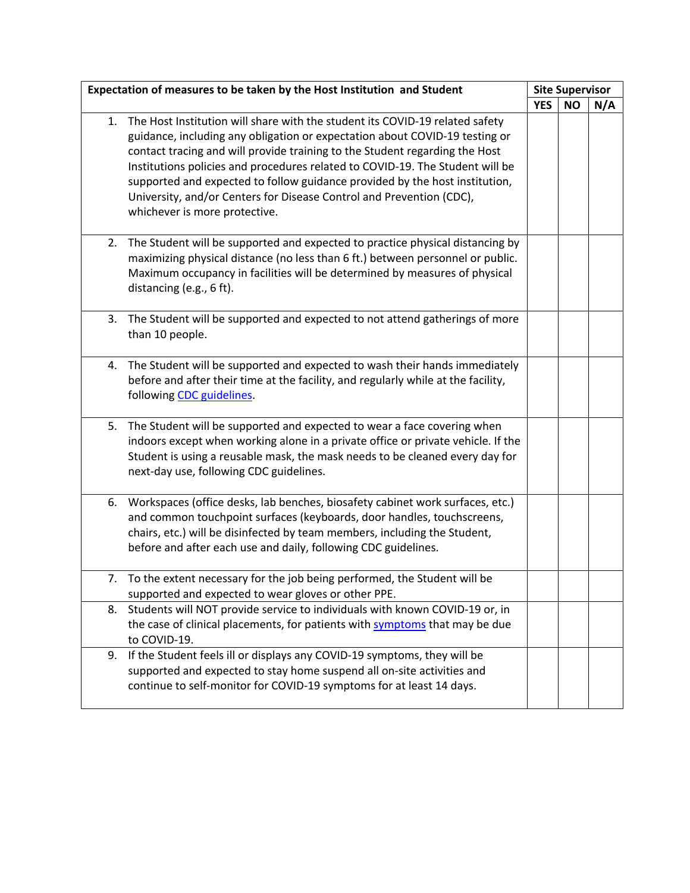| Expectation of measures to be taken by the Host Institution and Student | Site Supervisor | | |
|---|---|---|---|
| | **YES** | **NO** | **N/A** |
| 1. The Host Institution will share with the student its COVID-19 related safety guidance, including any obligation or expectation about COVID-19 testing or contact tracing and will provide training to the Student regarding the Host Institutions policies and procedures related to COVID-19. The Student will be supported and expected to follow guidance provided by the host institution, University, and/or Centers for Disease Control and Prevention (CDC), whichever is more protective. | | | |
| 2. The Student will be supported and expected to practice physical distancing by maximizing physical distance (no less than 6 ft.) between personnel or public. Maximum occupancy in facilities will be determined by measures of physical distancing (e.g., 6 ft). | | | |
| 3. The Student will be supported and expected to not attend gatherings of more than 10 people. | | | |
| 4. The Student will be supported and expected to wash their hands immediately before and after their time at the facility, and regularly while at the facility, following CDC guidelines. | | | |
| 5. The Student will be supported and expected to wear a face covering when indoors except when working alone in a private office or private vehicle. If the Student is using a reusable mask, the mask needs to be cleaned every day for next-day use, following CDC guidelines. | | | |
| 6. Workspaces (office desks, lab benches, biosafety cabinet work surfaces, etc.) and common touchpoint surfaces (keyboards, door handles, touchscreens, chairs, etc.) will be disinfected by team members, including the Student, before and after each use and daily, following CDC guidelines. | | | |
| 7. To the extent necessary for the job being performed, the Student will be supported and expected to wear gloves or other PPE. | | | |
| 8. Students will NOT provide service to individuals with known COVID-19 or, in the case of clinical placements, for patients with symptoms that may be due to COVID-19. | | | |
| 9. If the Student feels ill or displays any COVID-19 symptoms, they will be supported and expected to stay home suspend all on-site activities and continue to self-monitor for COVID-19 symptoms for at least 14 days. | | | |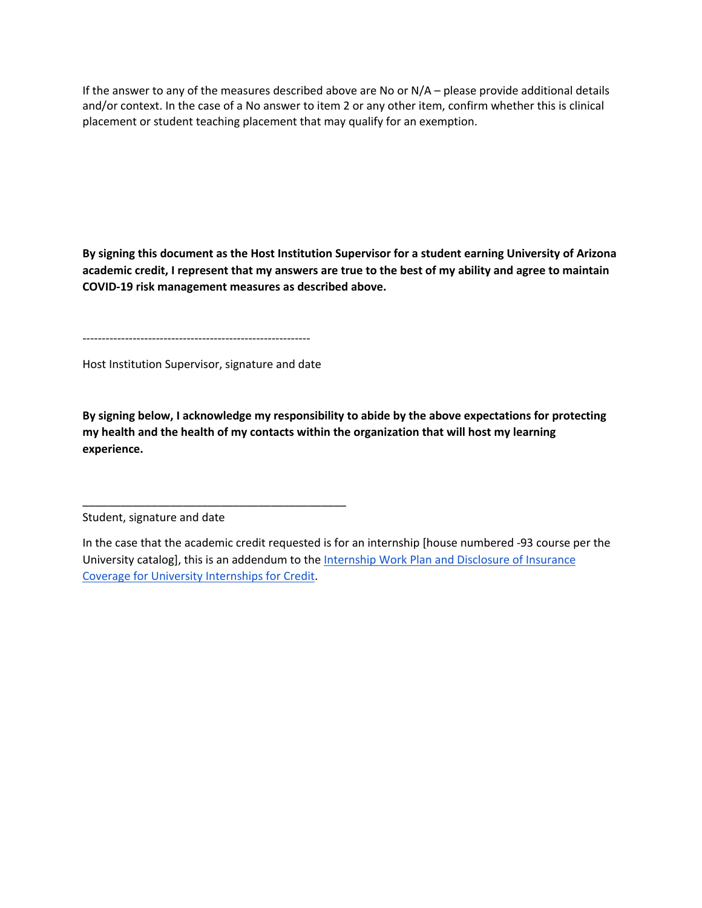If the answer to any of the measures described above are No or N/A – please provide additional details and/or context. In the case of a No answer to item 2 or any other item, confirm whether this is clinical placement or student teaching placement that may qualify for an exemption.

**By signing this document as the Host Institution Supervisor for a student earning University of Arizona academic credit, I represent that my answers are true to the best of my ability and agree to maintain COVID-19 risk management measures as described above.**

-----------------------------------------------------------

Host Institution Supervisor, signature and date

**By signing below, I acknowledge my responsibility to abide by the above expectations for protecting my health and the health of my contacts within the organization that will host my learning experience.**

_____________________________________________

Student, signature and date

In the case that the academic credit requested is for an internship [house numbered -93 course per the University catalog], this is an addendum to the Internship Work Plan and Disclosure of Insurance Coverage for University Internships for Credit.